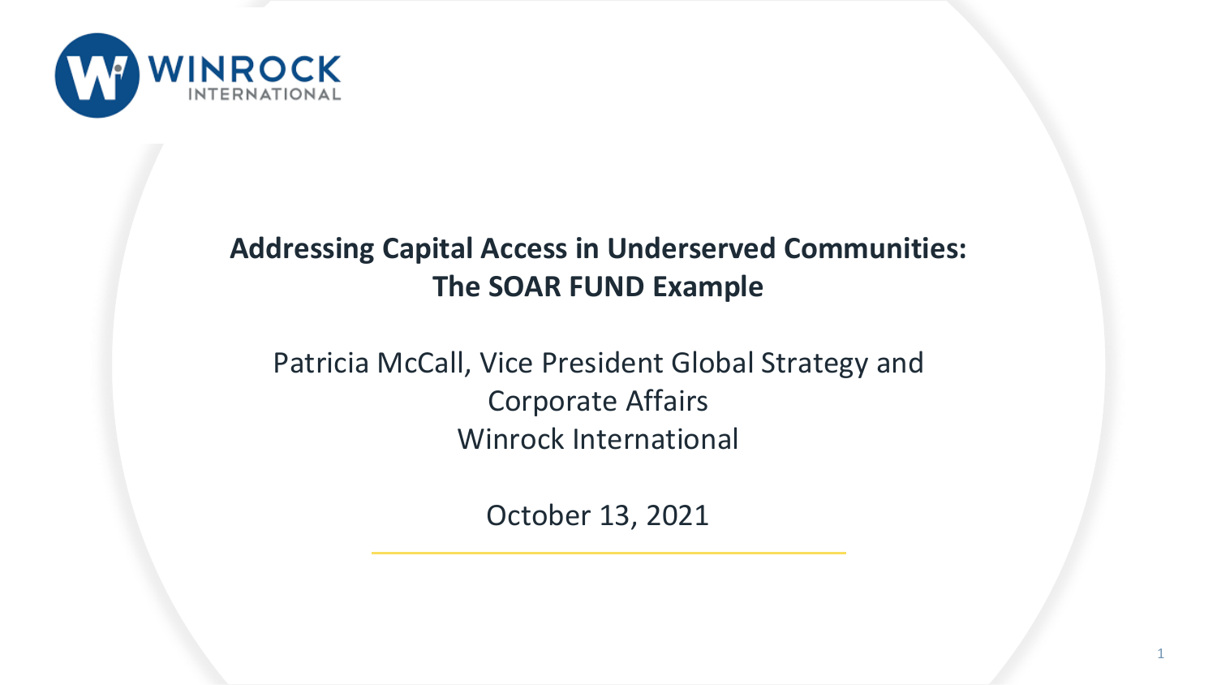WINROCK INTERNATIONAL

# Addressing Capital Access in Underserved Communities: The SOAR FUND Example

Patricia McCall, Vice President Global Strategy and Corporate Affairs
Winrock International

October 13, 2021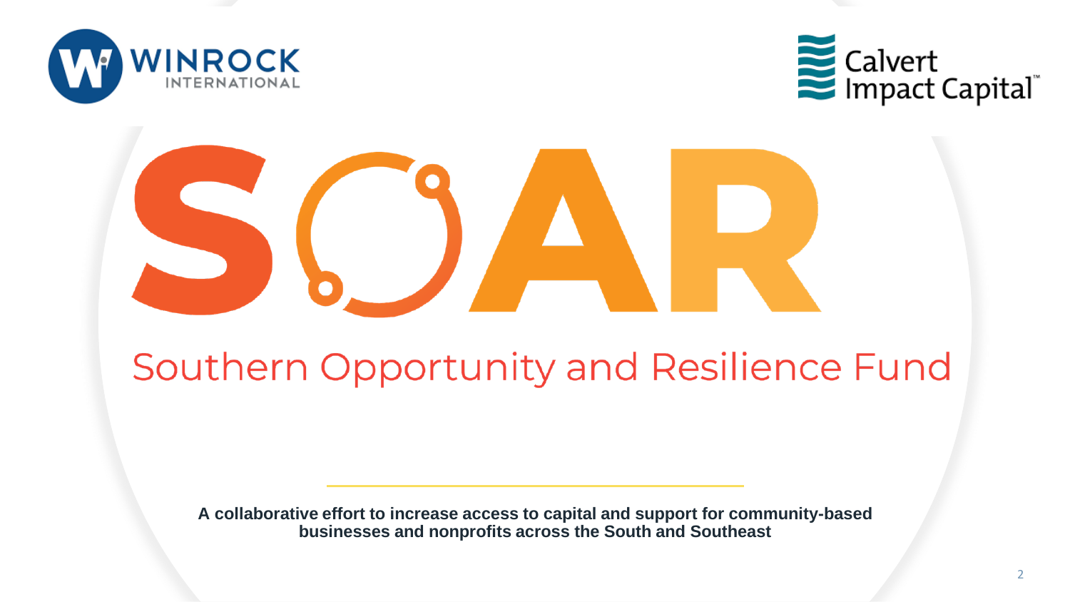WINROCK INTERNATIONAL

Calvert Impact Capital™

# SOAR

## Southern Opportunity and Resilience Fund

**A collaborative effort to increase access to capital and support for community-based businesses and nonprofits across the South and Southeast**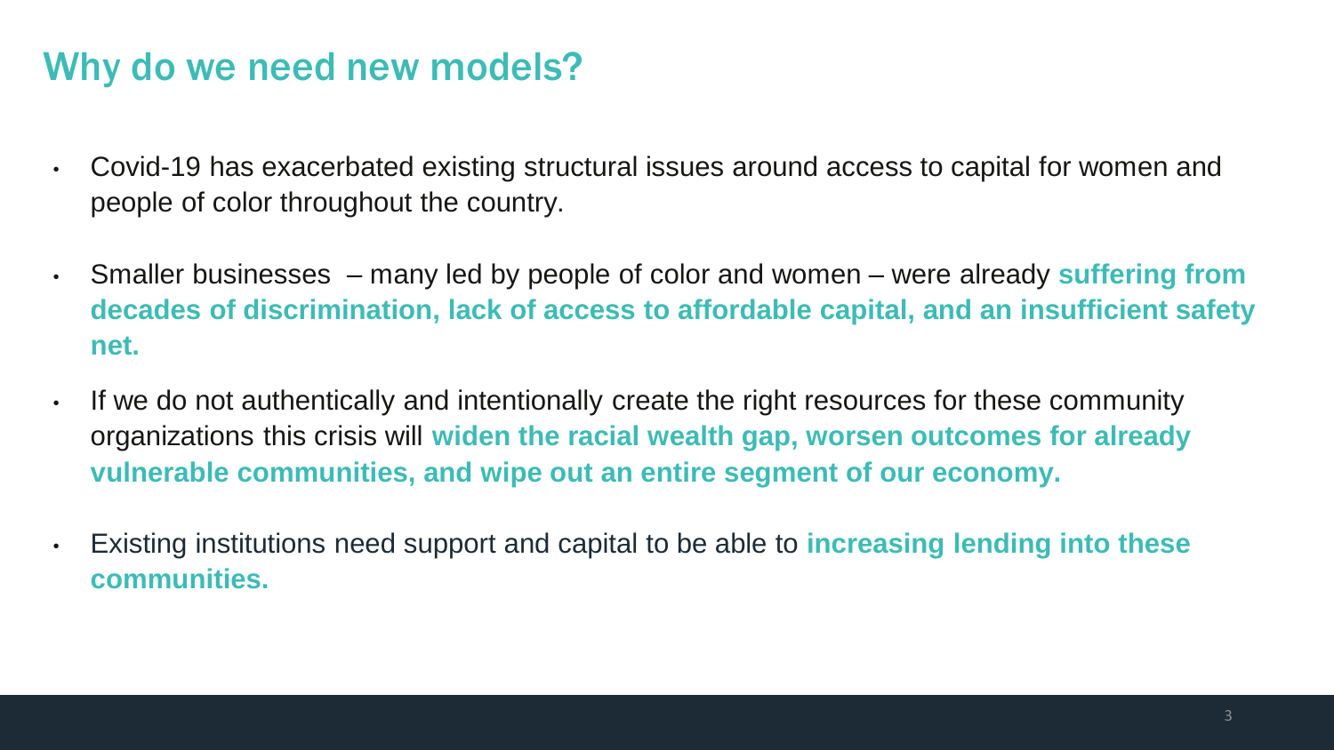## Why do we need new models?

- Covid-19 has exacerbated existing structural issues around access to capital for women and people of color throughout the country.
- Smaller businesses – many led by people of color and women – were already **suffering from decades of discrimination, lack of access to affordable capital, and an insufficient safety net.**
- If we do not authentically and intentionally create the right resources for these community organizations this crisis will **widen the racial wealth gap, worsen outcomes for already vulnerable communities, and wipe out an entire segment of our economy.**
- Existing institutions need support and capital to be able to **increasing lending into these communities.**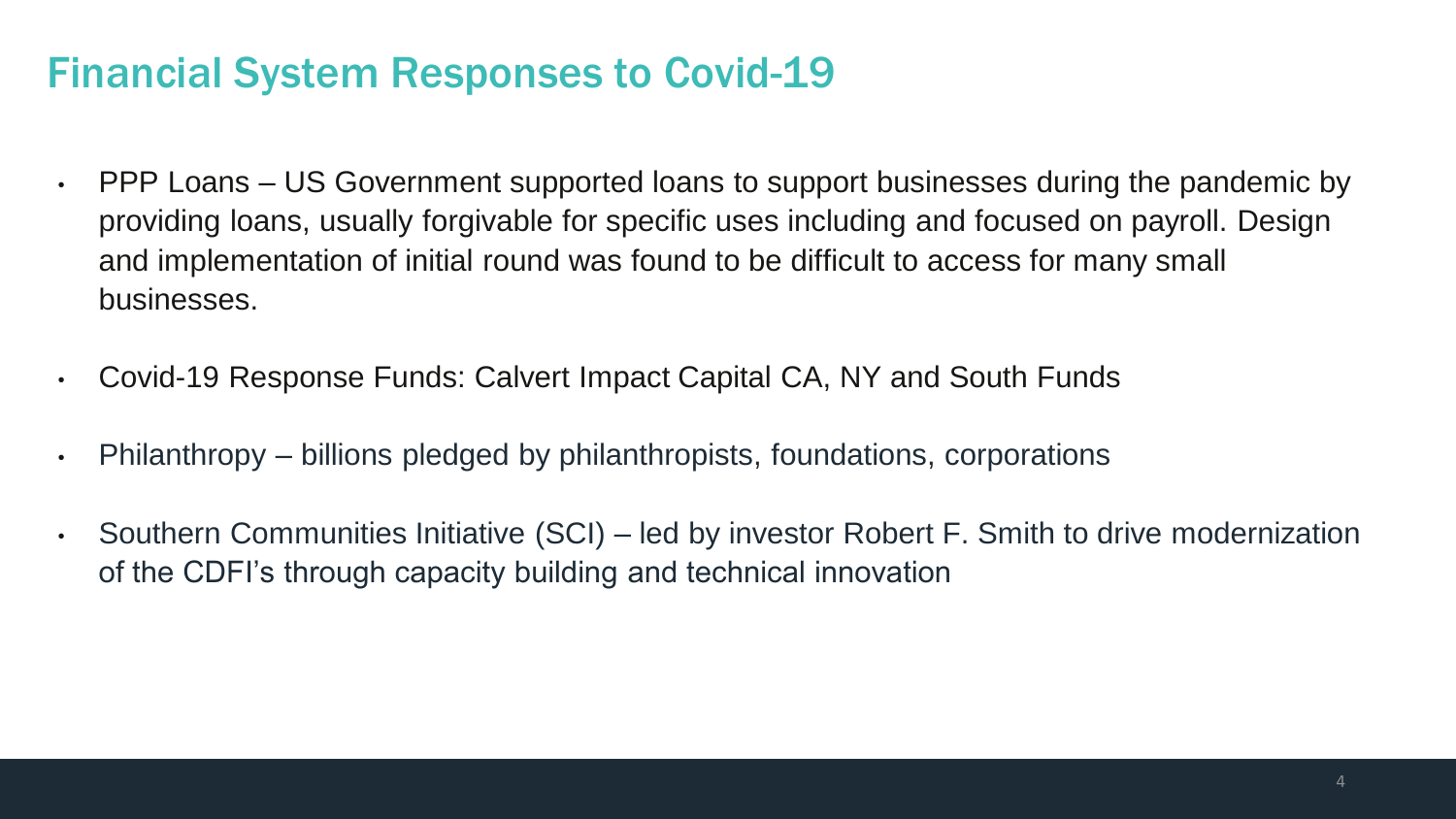# Financial System Responses to Covid-19

- PPP Loans – US Government supported loans to support businesses during the pandemic by providing loans, usually forgivable for specific uses including and focused on payroll. Design and implementation of initial round was found to be difficult to access for many small businesses.
- Covid-19 Response Funds: Calvert Impact Capital CA, NY and South Funds
- Philanthropy – billions pledged by philanthropists, foundations, corporations
- Southern Communities Initiative (SCI) – led by investor Robert F. Smith to drive modernization of the CDFI's through capacity building and technical innovation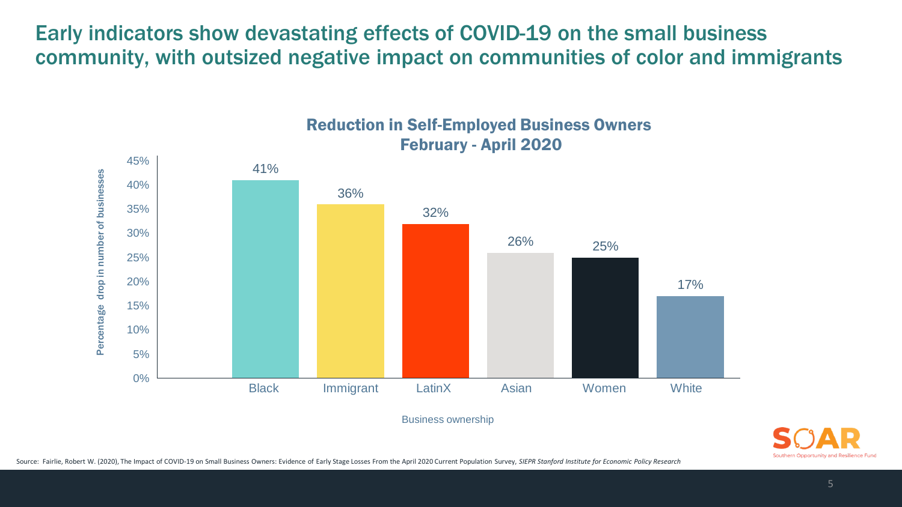# Early indicators show devastating effects of COVID-19 on the small business community, with outsized negative impact on communities of color and immigrants

## Reduction in Self-Employed Business Owners February - April 2020

| Business ownership | Percentage drop in number of businesses |
| --- | --- |
| Black | 41% |
| Immigrant | 36% |
| LatinX | 32% |
| Asian | 26% |
| Women | 25% |
| White | 17% |

Source: Fairlie, Robert W. (2020), The Impact of COVID-19 on Small Business Owners: Evidence of Early Stage Losses From the April 2020 Current Population Survey, *SIEPR Stanford Institute for Economic Policy Research*

SOAR Southern Opportunity and Resilience Fund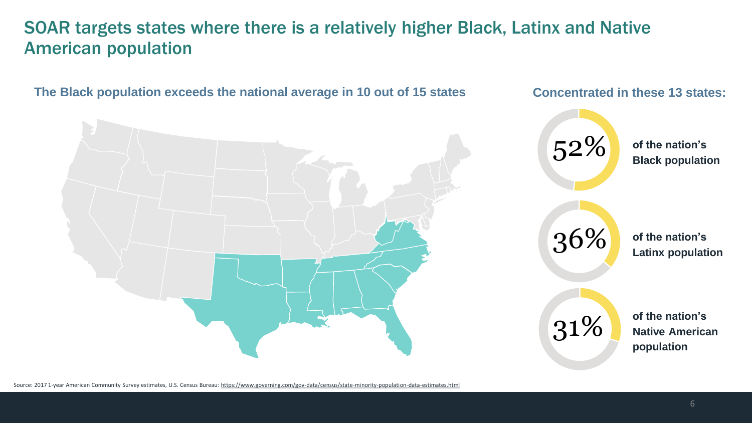# SOAR targets states where there is a relatively higher Black, Latinx and Native American population

**The Black population exceeds the national average in 10 out of 15 states**

**Concentrated in these 13 states:**

52% **of the nation's Black population**

36% **of the nation's Latinx population**

31% **of the nation's Native American population**

Source: 2017 1-year American Community Survey estimates, U.S. Census Bureau: https://www.governing.com/gov-data/census/state-minority-population-data-estimates.html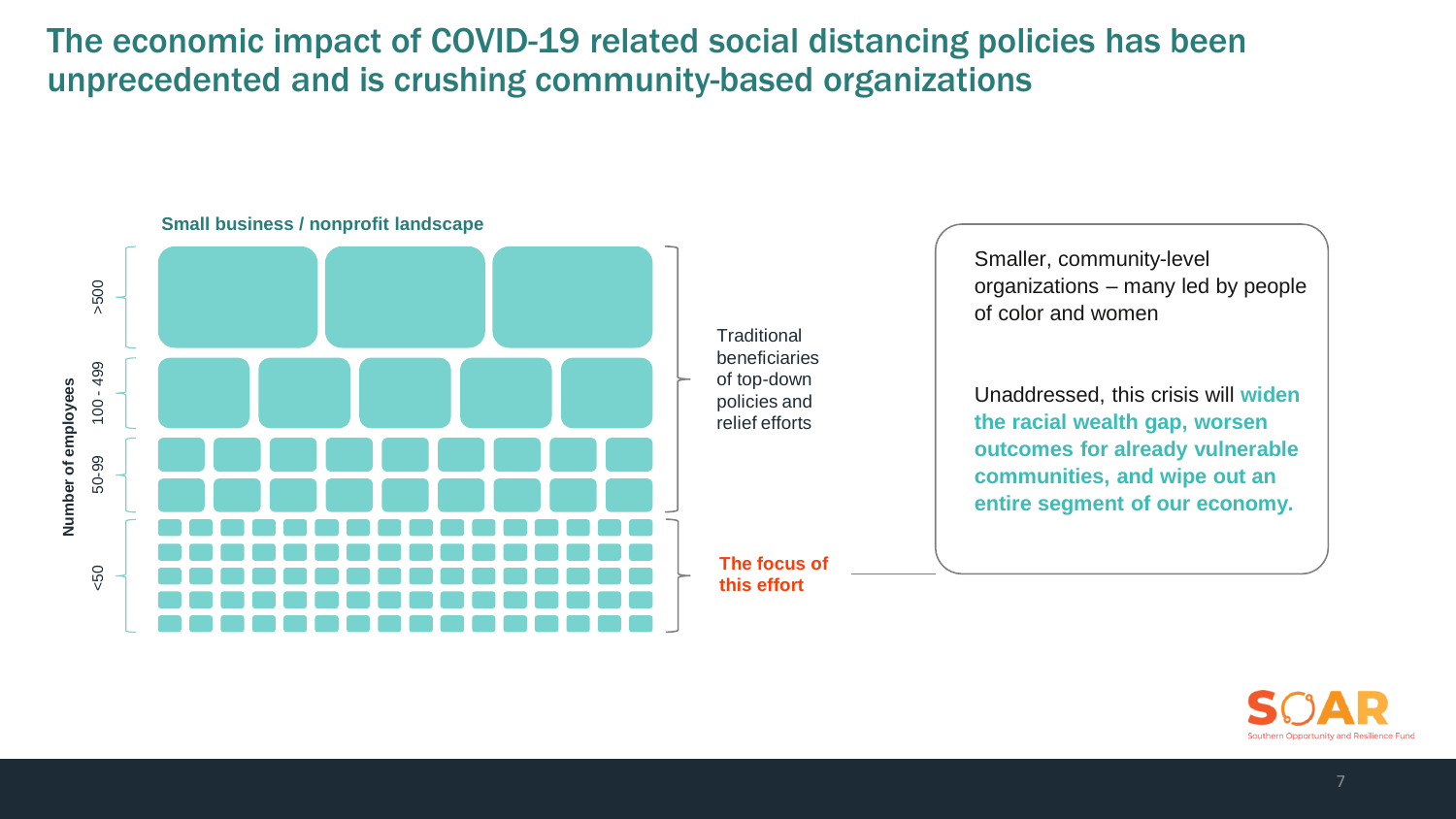# The economic impact of COVID-19 related social distancing policies has been unprecedented and is crushing community-based organizations

**Small business / nonprofit landscape**

**Number of employees**

- >500
- 100 - 499
- 50-99
- <50

Traditional beneficiaries of top-down policies and relief efforts

**The focus of this effort**

Smaller, community-level organizations – many led by people of color and women

Unaddressed, this crisis will **widen the racial wealth gap, worsen outcomes for already vulnerable communities, and wipe out an entire segment of our economy.**

SOAR
Southern Opportunity and Resilience Fund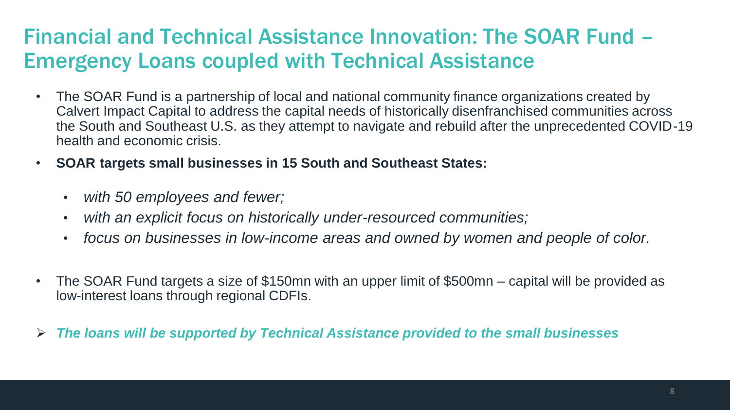# Financial and Technical Assistance Innovation: The SOAR Fund – Emergency Loans coupled with Technical Assistance

- The SOAR Fund is a partnership of local and national community finance organizations created by Calvert Impact Capital to address the capital needs of historically disenfranchised communities across the South and Southeast U.S. as they attempt to navigate and rebuild after the unprecedented COVID-19 health and economic crisis.
- **SOAR targets small businesses in 15 South and Southeast States:**
  - *with 50 employees and fewer;*
  - *with an explicit focus on historically under-resourced communities;*
  - *focus on businesses in low-income areas and owned by women and people of color.*
- The SOAR Fund targets a size of $150mn with an upper limit of $500mn – capital will be provided as low-interest loans through regional CDFIs.

➢ ***The loans will be supported by Technical Assistance provided to the small businesses***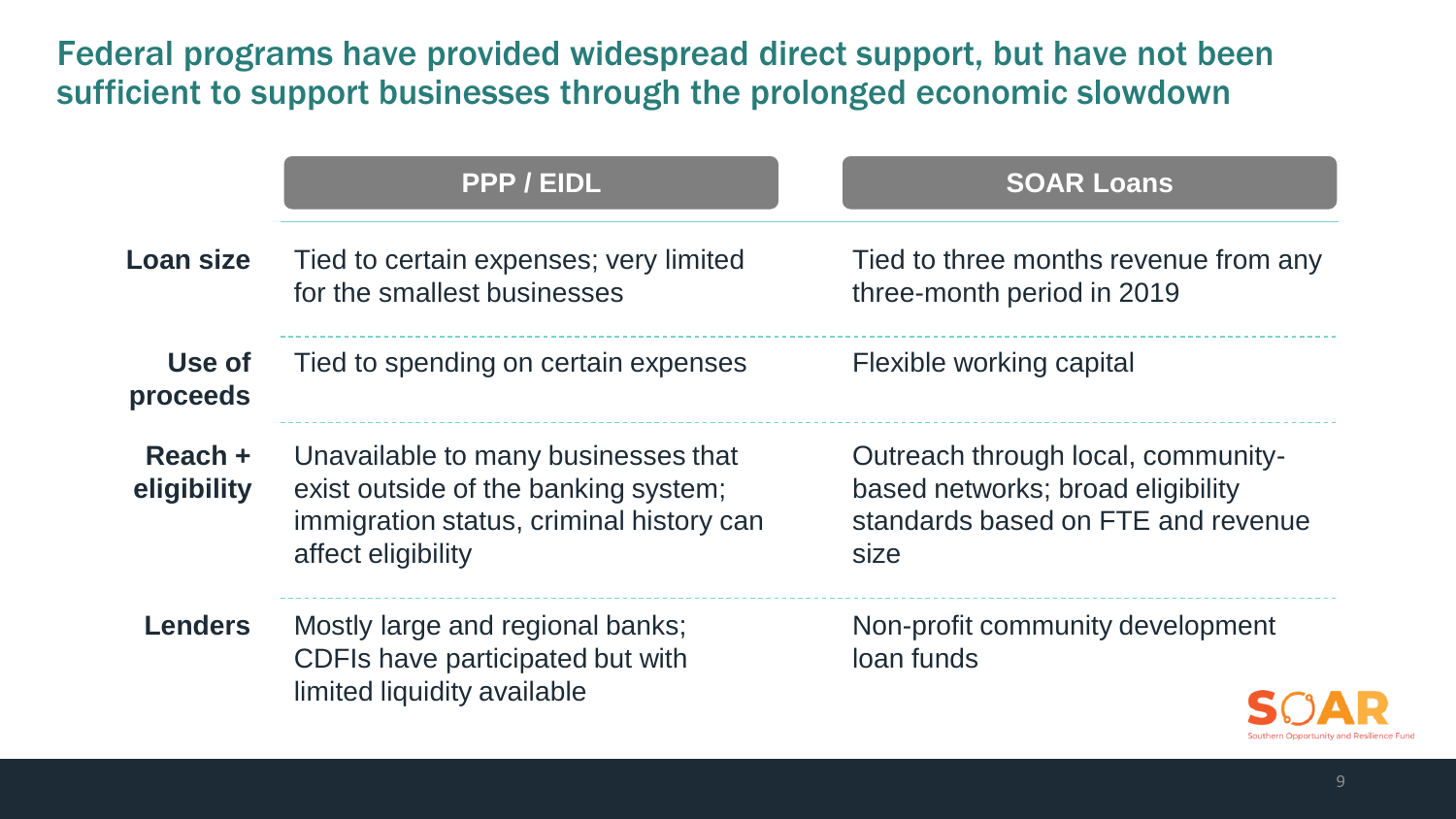## Federal programs have provided widespread direct support, but have not been sufficient to support businesses through the prolonged economic slowdown

| | PPP / EIDL | SOAR Loans |
|---|---|---|
| **Loan size** | Tied to certain expenses; very limited for the smallest businesses | Tied to three months revenue from any three-month period in 2019 |
| **Use of proceeds** | Tied to spending on certain expenses | Flexible working capital |
| **Reach + eligibility** | Unavailable to many businesses that exist outside of the banking system; immigration status, criminal history can affect eligibility | Outreach through local, community-based networks; broad eligibility standards based on FTE and revenue size |
| **Lenders** | Mostly large and regional banks; CDFIs have participated but with limited liquidity available | Non-profit community development loan funds |

SOAR
Southern Opportunity and Resilience Fund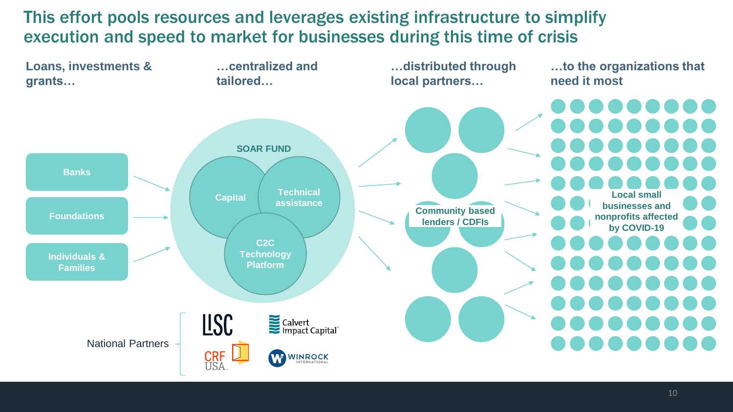# This effort pools resources and leverages existing infrastructure to simplify execution and speed to market for businesses during this time of crisis

**Loans, investments & grants…**

- Banks
- Foundations
- Individuals & Families

**…centralized and tailored…**

SOAR FUND

- Capital
- Technical assistance
- C2C Technology Platform

National Partners: LISC, Calvert Impact Capital, CRF USA, Winrock International

**…distributed through local partners…**

Community based lenders / CDFIs

**…to the organizations that need it most**

Local small businesses and nonprofits affected by COVID-19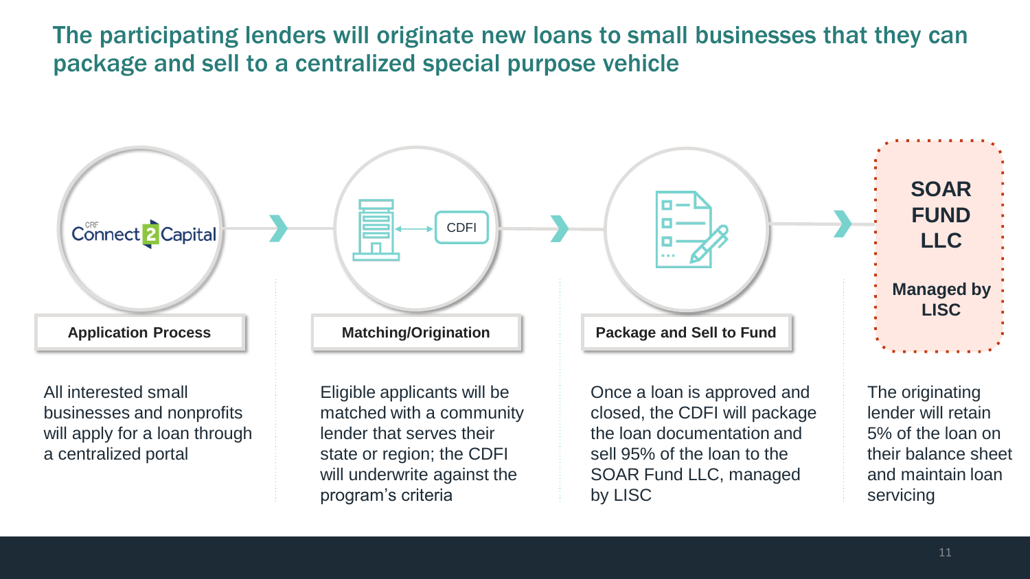## The participating lenders will originate new loans to small businesses that they can package and sell to a centralized special purpose vehicle

**Application Process**

All interested small businesses and nonprofits will apply for a loan through a centralized portal

**Matching/Origination**

Eligible applicants will be matched with a community lender that serves their state or region; the CDFI will underwrite against the program's criteria

**Package and Sell to Fund**

Once a loan is approved and closed, the CDFI will package the loan documentation and sell 95% of the loan to the SOAR Fund LLC, managed by LISC

**SOAR FUND LLC**

**Managed by LISC**

The originating lender will retain 5% of the loan on their balance sheet and maintain loan servicing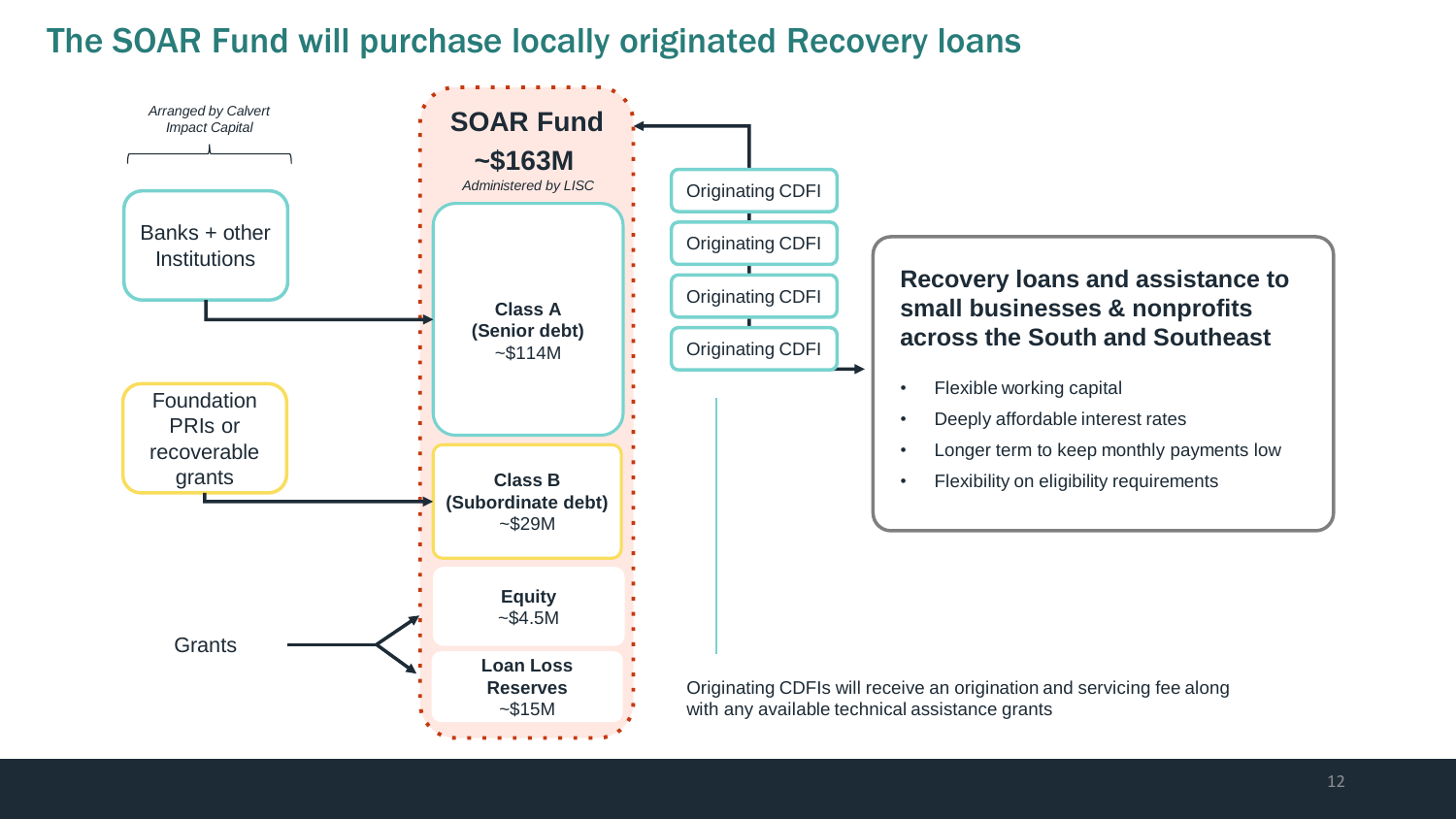# The SOAR Fund will purchase locally originated Recovery loans

*Arranged by Calvert Impact Capital*

Banks + other Institutions

Foundation PRIs or recoverable grants

Grants

**SOAR Fund**

**~$163M**

*Administered by LISC*

**Class A (Senior debt)**
~$114M

**Class B (Subordinate debt)**
~$29M

**Equity**
~$4.5M

**Loan Loss Reserves**
~$15M

Originating CDFI

Originating CDFI

Originating CDFI

Originating CDFI

**Recovery loans and assistance to small businesses & nonprofits across the South and Southeast**

- Flexible working capital
- Deeply affordable interest rates
- Longer term to keep monthly payments low
- Flexibility on eligibility requirements

Originating CDFIs will receive an origination and servicing fee along with any available technical assistance grants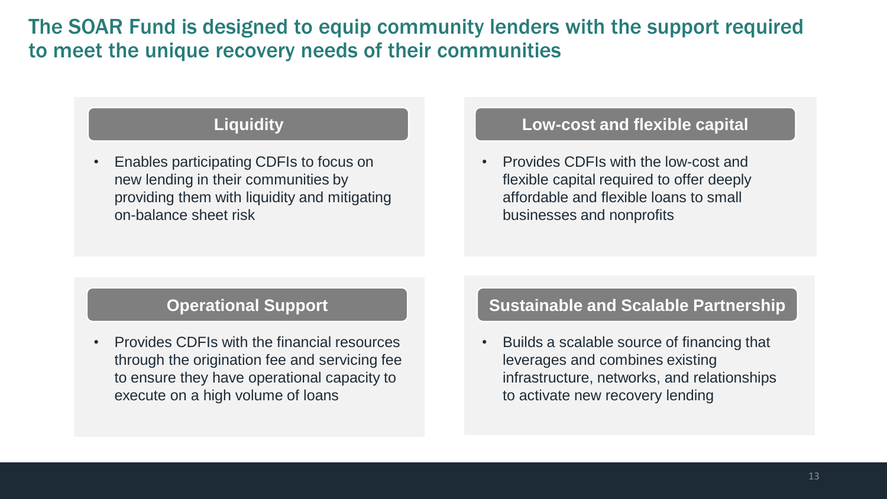# The SOAR Fund is designed to equip community lenders with the support required to meet the unique recovery needs of their communities

### Liquidity

- Enables participating CDFIs to focus on new lending in their communities by providing them with liquidity and mitigating on-balance sheet risk

### Low-cost and flexible capital

- Provides CDFIs with the low-cost and flexible capital required to offer deeply affordable and flexible loans to small businesses and nonprofits

### Operational Support

- Provides CDFIs with the financial resources through the origination fee and servicing fee to ensure they have operational capacity to execute on a high volume of loans

### Sustainable and Scalable Partnership

- Builds a scalable source of financing that leverages and combines existing infrastructure, networks, and relationships to activate new recovery lending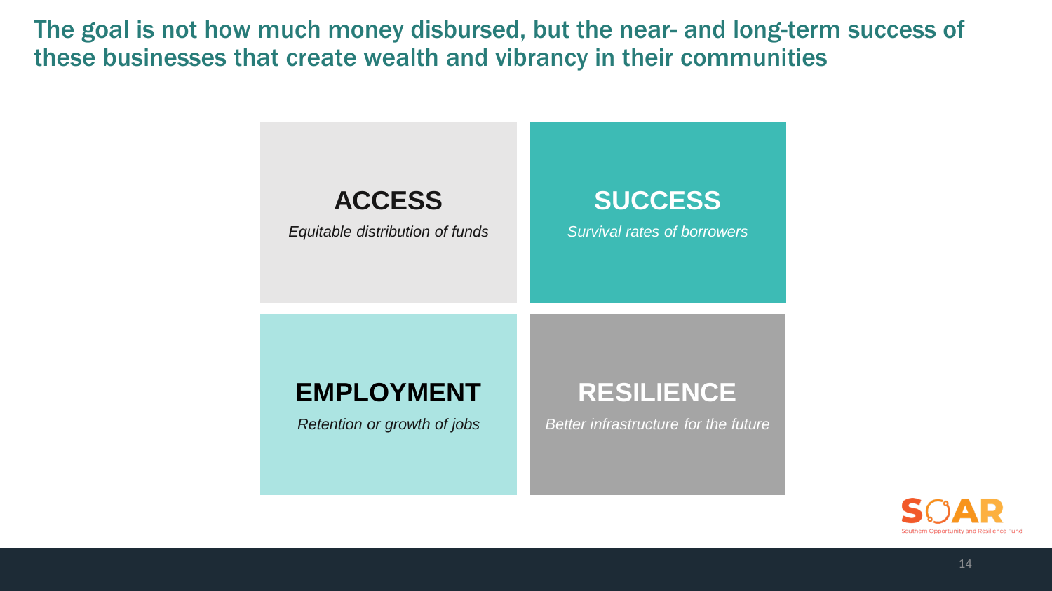# The goal is not how much money disbursed, but the near- and long-term success of these businesses that create wealth and vibrancy in their communities

**ACCESS**

*Equitable distribution of funds*

**SUCCESS**

*Survival rates of borrowers*

**EMPLOYMENT**

*Retention or growth of jobs*

**RESILIENCE**

*Better infrastructure for the future*

SOAR

Southern Opportunity and Resilience Fund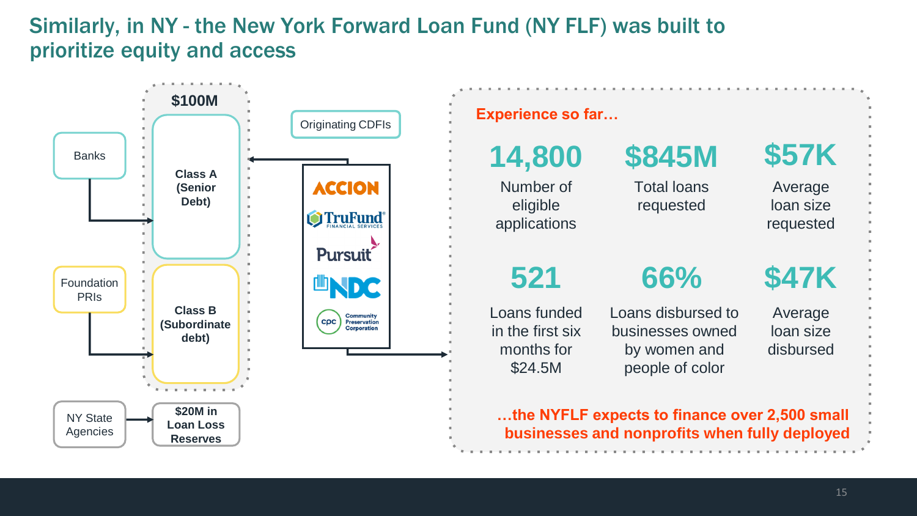# Similarly, in NY - the New York Forward Loan Fund (NY FLF) was built to prioritize equity and access

**$100M**

- Banks → **Class A (Senior Debt)**
- Foundation PRIs → **Class B (Subordinate debt)**
- NY State Agencies → **$20M in Loan Loss Reserves**

Originating CDFIs:

- ACCION
- TruFund Financial Services
- Pursuit
- NDC
- Community Preservation Corporation

**Experience so far…**

| | | |
|---|---|---|
| **14,800** Number of eligible applications | **$845M** Total loans requested | **$57K** Average loan size requested |
| **521** Loans funded in the first six months for $24.5M | **66%** Loans disbursed to businesses owned by women and people of color | **$47K** Average loan size disbursed |

**…the NYFLF expects to finance over 2,500 small businesses and nonprofits when fully deployed**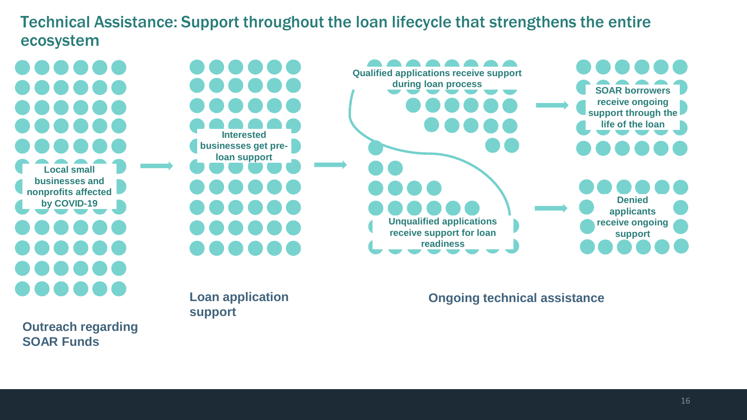# Technical Assistance: Support throughout the loan lifecycle that strengthens the entire ecosystem

Local small businesses and nonprofits affected by COVID-19

**Outreach regarding SOAR Funds**

Interested businesses get pre-loan support

**Loan application support**

Qualified applications receive support during loan process

SOAR borrowers receive ongoing support through the life of the loan

Unqualified applications receive support for loan readiness

Denied applicants receive ongoing support

**Ongoing technical assistance**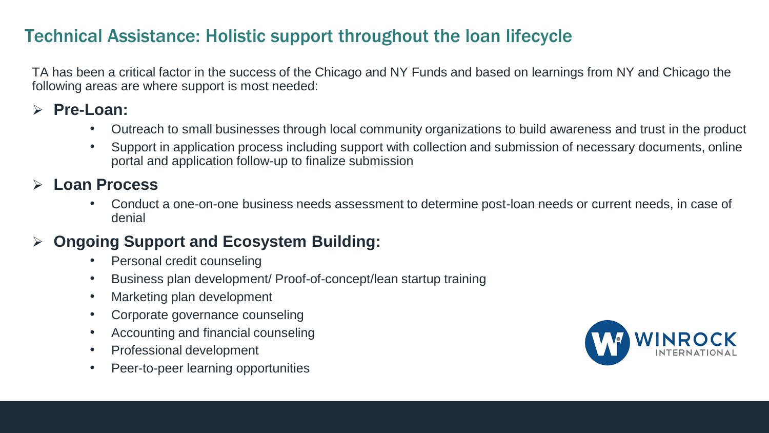# Technical Assistance: Holistic support throughout the loan lifecycle

TA has been a critical factor in the success of the Chicago and NY Funds and based on learnings from NY and Chicago the following areas are where support is most needed:

- **Pre-Loan:**
  - Outreach to small businesses through local community organizations to build awareness and trust in the product
  - Support in application process including support with collection and submission of necessary documents, online portal and application follow-up to finalize submission
- **Loan Process**
  - Conduct a one-on-one business needs assessment to determine post-loan needs or current needs, in case of denial
- **Ongoing Support and Ecosystem Building:**
  - Personal credit counseling
  - Business plan development/ Proof-of-concept/lean startup training
  - Marketing plan development
  - Corporate governance counseling
  - Accounting and financial counseling
  - Professional development
  - Peer-to-peer learning opportunities

WINROCK INTERNATIONAL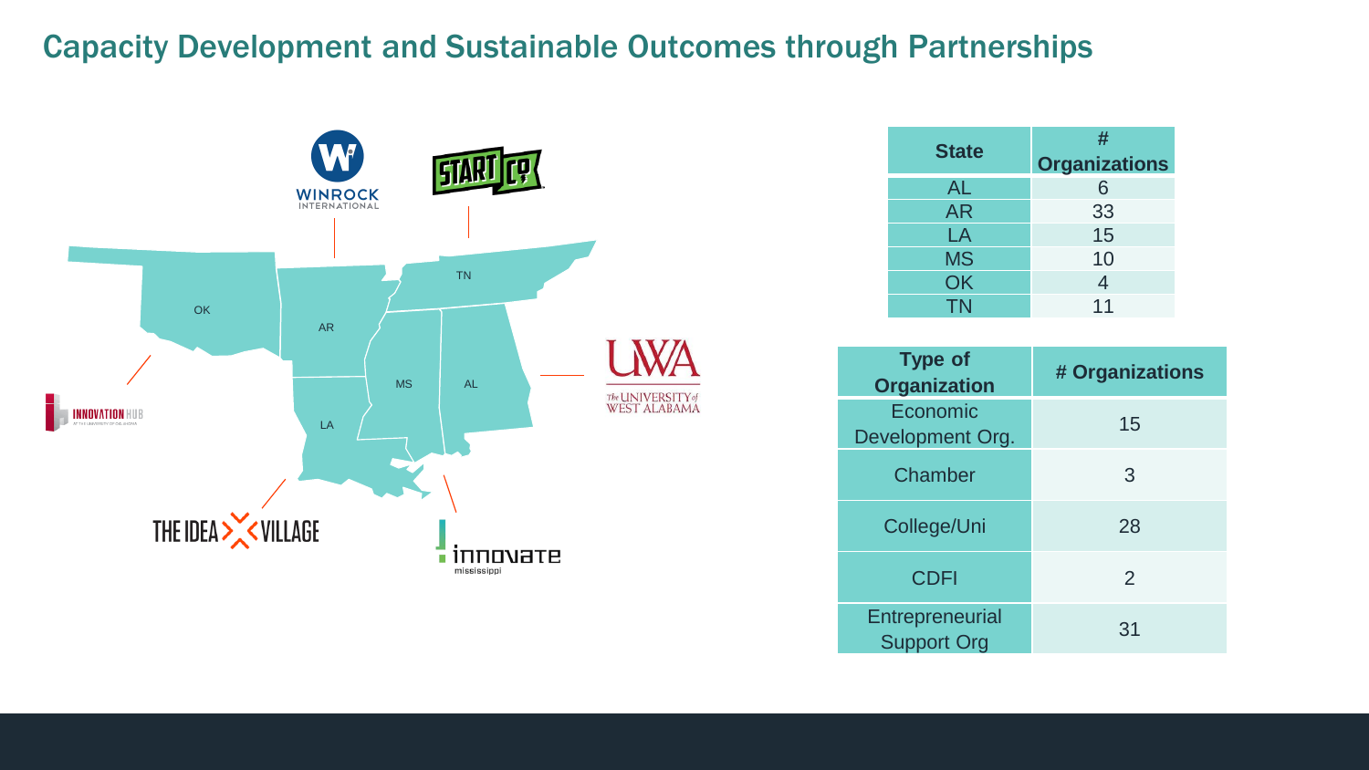## Capacity Development and Sustainable Outcomes through Partnerships

| State | # Organizations |
|---|---|
| AL | 6 |
| AR | 33 |
| LA | 15 |
| MS | 10 |
| OK | 4 |
| TN | 11 |

| Type of Organization | # Organizations |
|---|---|
| Economic Development Org. | 15 |
| Chamber | 3 |
| College/Uni | 28 |
| CDFI | 2 |
| Entrepreneurial Support Org | 31 |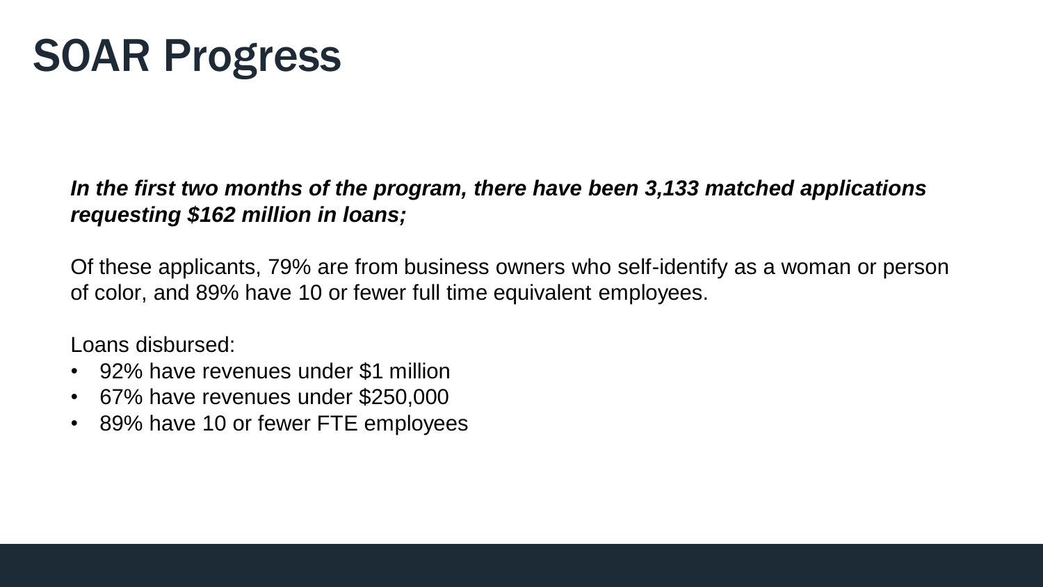# SOAR Progress

***In the first two months of the program, there have been 3,133 matched applications requesting $162 million in loans;***

Of these applicants, 79% are from business owners who self-identify as a woman or person of color, and 89% have 10 or fewer full time equivalent employees.

Loans disbursed:

- 92% have revenues under $1 million
- 67% have revenues under $250,000
- 89% have 10 or fewer FTE employees